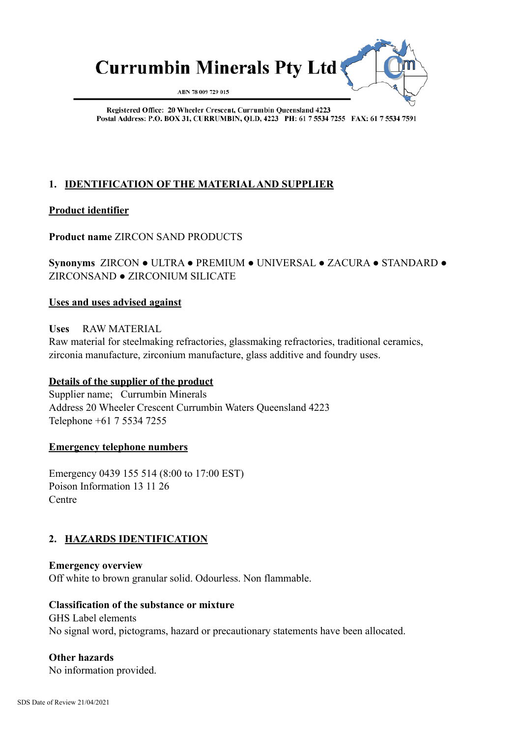# Currumbin Minerals Pty Ltd

ABN 78 009 729 015

Registered Office: 20 Wheeler Crescent, Currumbin Queensland 4223
Postal Address: P.O. BOX 31, CURRUMBIN, QLD, 4223 PH: 61 7 5534 7255 FAX: 61 7 5534 7591

## 1. IDENTIFICATION OF THE MATERIAL AND SUPPLIER

### Product identifier

**Product name** ZIRCON SAND PRODUCTS

**Synonyms** ZIRCON ● ULTRA ● PREMIUM ● UNIVERSAL ● ZACURA ● STANDARD ● ZIRCONSAND ● ZIRCONIUM SILICATE

### Uses and uses advised against

**Uses** RAW MATERIAL
Raw material for steelmaking refractories, glassmaking refractories, traditional ceramics, zirconia manufacture, zirconium manufacture, glass additive and foundry uses.

### Details of the supplier of the product

Supplier name; Currumbin Minerals
Address 20 Wheeler Crescent Currumbin Waters Queensland 4223
Telephone +61 7 5534 7255

### Emergency telephone numbers

Emergency 0439 155 514 (8:00 to 17:00 EST)
Poison Information 13 11 26
Centre

## 2. HAZARDS IDENTIFICATION

**Emergency overview**
Off white to brown granular solid. Odourless. Non flammable.

**Classification of the substance or mixture**
GHS Label elements
No signal word, pictograms, hazard or precautionary statements have been allocated.

**Other hazards**
No information provided.

SDS Date of Review 21/04/2021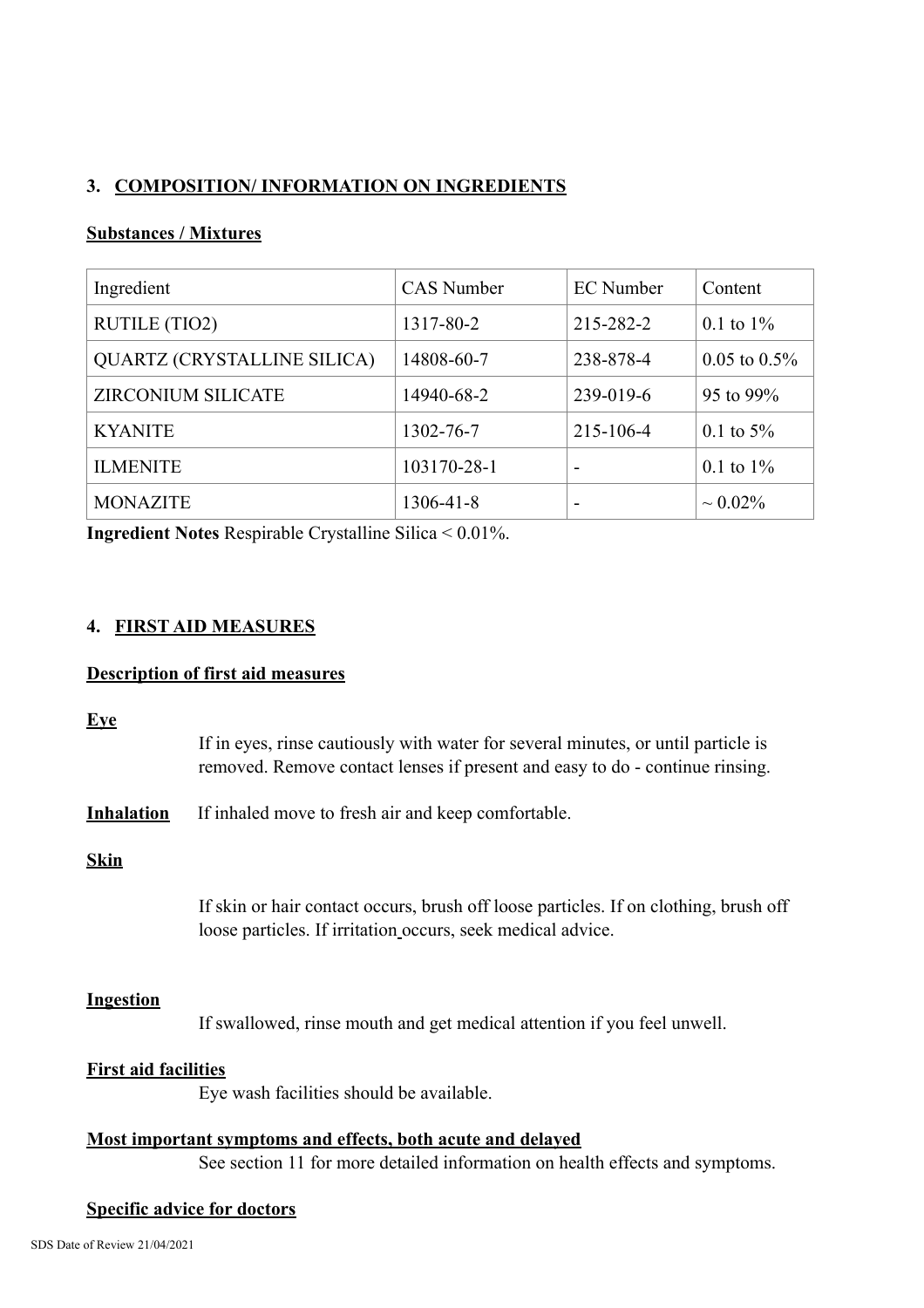## 3. COMPOSITION/ INFORMATION ON INGREDIENTS

### Substances / Mixtures

| Ingredient | CAS Number | EC Number | Content |
|---|---|---|---|
| RUTILE (TIO2) | 1317-80-2 | 215-282-2 | 0.1 to 1% |
| QUARTZ (CRYSTALLINE SILICA) | 14808-60-7 | 238-878-4 | 0.05 to 0.5% |
| ZIRCONIUM SILICATE | 14940-68-2 | 239-019-6 | 95 to 99% |
| KYANITE | 1302-76-7 | 215-106-4 | 0.1 to 5% |
| ILMENITE | 103170-28-1 | - | 0.1 to 1% |
| MONAZITE | 1306-41-8 | - | ~ 0.02% |

**Ingredient Notes** Respirable Crystalline Silica < 0.01%.

## 4. FIRST AID MEASURES

### Description of first aid measures

**Eye**

If in eyes, rinse cautiously with water for several minutes, or until particle is removed. Remove contact lenses if present and easy to do - continue rinsing.

**Inhalation** If inhaled move to fresh air and keep comfortable.

**Skin**

If skin or hair contact occurs, brush off loose particles. If on clothing, brush off loose particles. If irritation occurs, seek medical advice.

**Ingestion**

If swallowed, rinse mouth and get medical attention if you feel unwell.

**First aid facilities**

Eye wash facilities should be available.

**Most important symptoms and effects, both acute and delayed**

See section 11 for more detailed information on health effects and symptoms.

**Specific advice for doctors**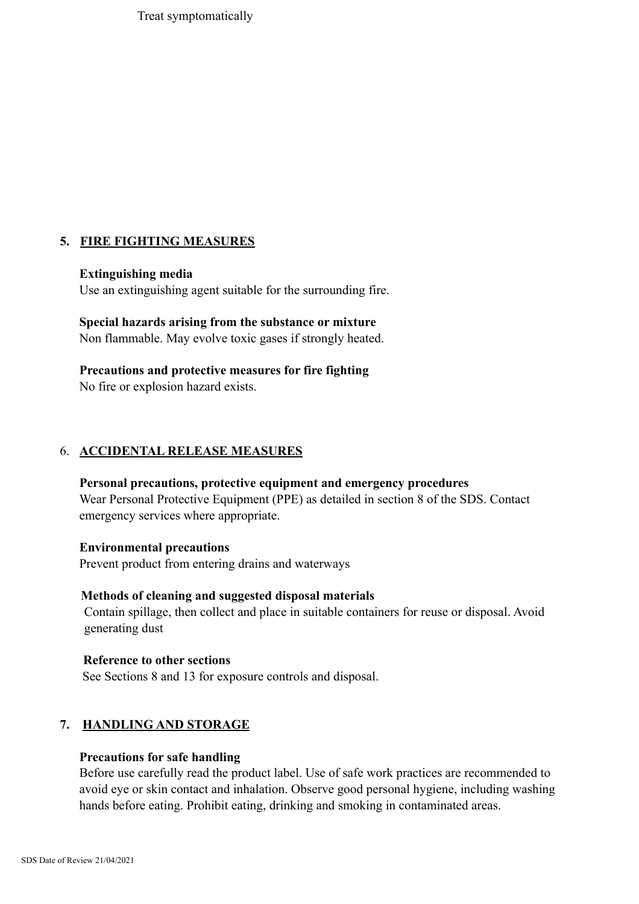Treat symptomatically

## 5. FIRE FIGHTING MEASURES

**Extinguishing media**

Use an extinguishing agent suitable for the surrounding fire.

**Special hazards arising from the substance or mixture**

Non flammable. May evolve toxic gases if strongly heated.

**Precautions and protective measures for fire fighting**

No fire or explosion hazard exists.

## 6. ACCIDENTAL RELEASE MEASURES

**Personal precautions, protective equipment and emergency procedures**

Wear Personal Protective Equipment (PPE) as detailed in section 8 of the SDS. Contact emergency services where appropriate.

**Environmental precautions**

Prevent product from entering drains and waterways

**Methods of cleaning and suggested disposal materials**

Contain spillage, then collect and place in suitable containers for reuse or disposal. Avoid generating dust

**Reference to other sections**

See Sections 8 and 13 for exposure controls and disposal.

## 7. HANDLING AND STORAGE

**Precautions for safe handling**

Before use carefully read the product label. Use of safe work practices are recommended to avoid eye or skin contact and inhalation. Observe good personal hygiene, including washing hands before eating. Prohibit eating, drinking and smoking in contaminated areas.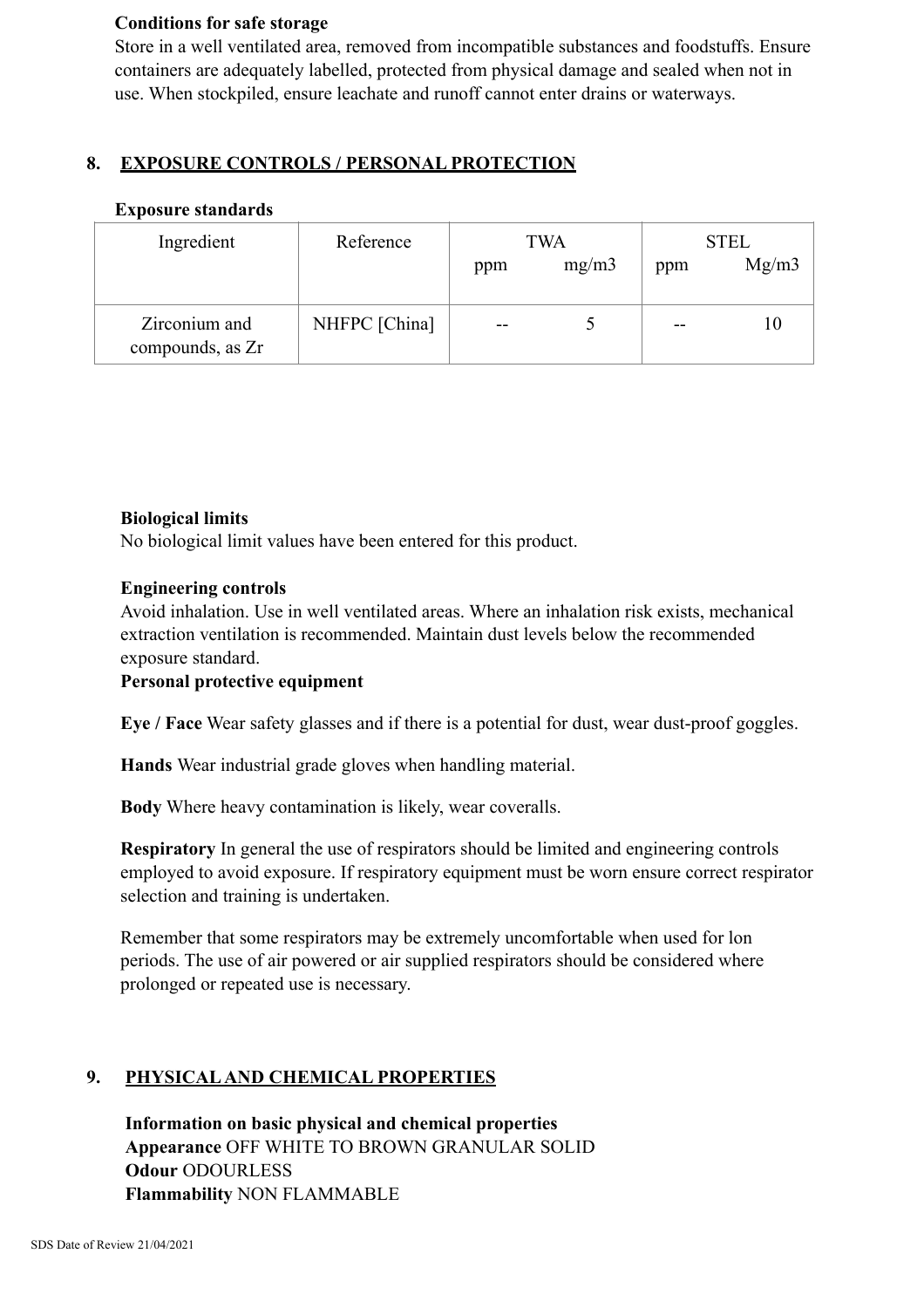**Conditions for safe storage**

Store in a well ventilated area, removed from incompatible substances and foodstuffs. Ensure containers are adequately labelled, protected from physical damage and sealed when not in use. When stockpiled, ensure leachate and runoff cannot enter drains or waterways.

## 8. EXPOSURE CONTROLS / PERSONAL PROTECTION

**Exposure standards**

| Ingredient | Reference | TWA | | STEL | |
|---|---|---|---|---|---|
| | | ppm | mg/m3 | ppm | Mg/m3 |
| Zirconium and compounds, as Zr | NHFPC [China] | -- | 5 | -- | 10 |

**Biological limits**

No biological limit values have been entered for this product.

**Engineering controls**

Avoid inhalation. Use in well ventilated areas. Where an inhalation risk exists, mechanical extraction ventilation is recommended. Maintain dust levels below the recommended exposure standard.

**Personal protective equipment**

**Eye / Face** Wear safety glasses and if there is a potential for dust, wear dust-proof goggles.

**Hands** Wear industrial grade gloves when handling material.

**Body** Where heavy contamination is likely, wear coveralls.

**Respiratory** In general the use of respirators should be limited and engineering controls employed to avoid exposure. If respiratory equipment must be worn ensure correct respirator selection and training is undertaken.

Remember that some respirators may be extremely uncomfortable when used for lon periods. The use of air powered or air supplied respirators should be considered where prolonged or repeated use is necessary.

## 9. PHYSICAL AND CHEMICAL PROPERTIES

**Information on basic physical and chemical properties**
**Appearance** OFF WHITE TO BROWN GRANULAR SOLID
**Odour** ODOURLESS
**Flammability** NON FLAMMABLE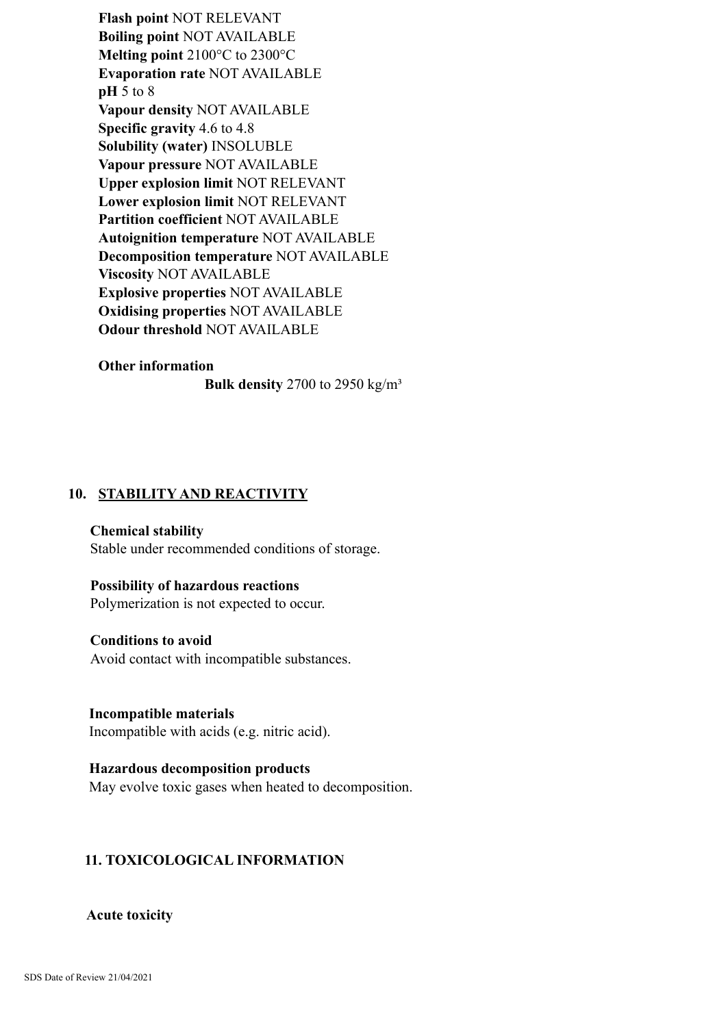**Flash point** NOT RELEVANT
**Boiling point** NOT AVAILABLE
**Melting point** 2100°C to 2300°C
**Evaporation rate** NOT AVAILABLE
**pH** 5 to 8
**Vapour density** NOT AVAILABLE
**Specific gravity** 4.6 to 4.8
**Solubility (water)** INSOLUBLE
**Vapour pressure** NOT AVAILABLE
**Upper explosion limit** NOT RELEVANT
**Lower explosion limit** NOT RELEVANT
**Partition coefficient** NOT AVAILABLE
**Autoignition temperature** NOT AVAILABLE
**Decomposition temperature** NOT AVAILABLE
**Viscosity** NOT AVAILABLE
**Explosive properties** NOT AVAILABLE
**Oxidising properties** NOT AVAILABLE
**Odour threshold** NOT AVAILABLE

**Other information**

**Bulk density** 2700 to 2950 kg/m³

## 10. STABILITY AND REACTIVITY

**Chemical stability**
Stable under recommended conditions of storage.

**Possibility of hazardous reactions**
Polymerization is not expected to occur.

**Conditions to avoid**
Avoid contact with incompatible substances.

**Incompatible materials**
Incompatible with acids (e.g. nitric acid).

**Hazardous decomposition products**
May evolve toxic gases when heated to decomposition.

## 11. TOXICOLOGICAL INFORMATION

**Acute toxicity**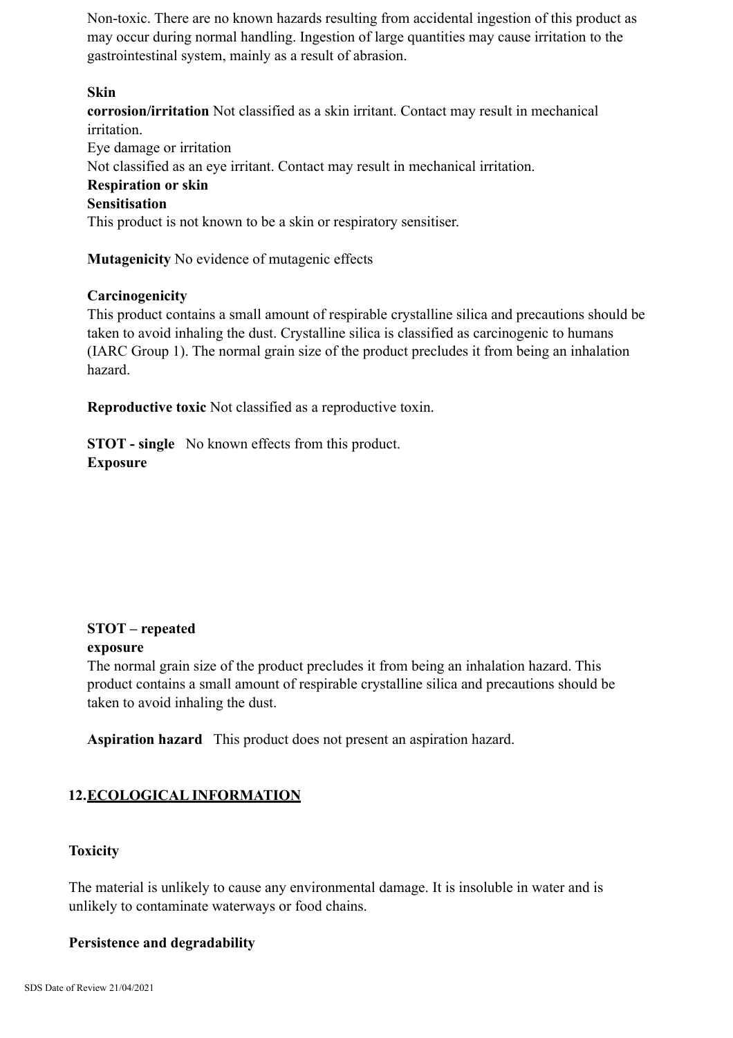Non-toxic. There are no known hazards resulting from accidental ingestion of this product as may occur during normal handling. Ingestion of large quantities may cause irritation to the gastrointestinal system, mainly as a result of abrasion.

**Skin corrosion/irritation** Not classified as a skin irritant. Contact may result in mechanical irritation.

Eye damage or irritation

Not classified as an eye irritant. Contact may result in mechanical irritation.

**Respiration or skin Sensitisation**

This product is not known to be a skin or respiratory sensitiser.

**Mutagenicity** No evidence of mutagenic effects

**Carcinogenicity**

This product contains a small amount of respirable crystalline silica and precautions should be taken to avoid inhaling the dust. Crystalline silica is classified as carcinogenic to humans (IARC Group 1). The normal grain size of the product precludes it from being an inhalation hazard.

**Reproductive toxic** Not classified as a reproductive toxin.

**STOT - single Exposure** No known effects from this product.

**STOT – repeated exposure**

The normal grain size of the product precludes it from being an inhalation hazard. This product contains a small amount of respirable crystalline silica and precautions should be taken to avoid inhaling the dust.

**Aspiration hazard** This product does not present an aspiration hazard.

## 12. ECOLOGICAL INFORMATION

**Toxicity**

The material is unlikely to cause any environmental damage. It is insoluble in water and is unlikely to contaminate waterways or food chains.

**Persistence and degradability**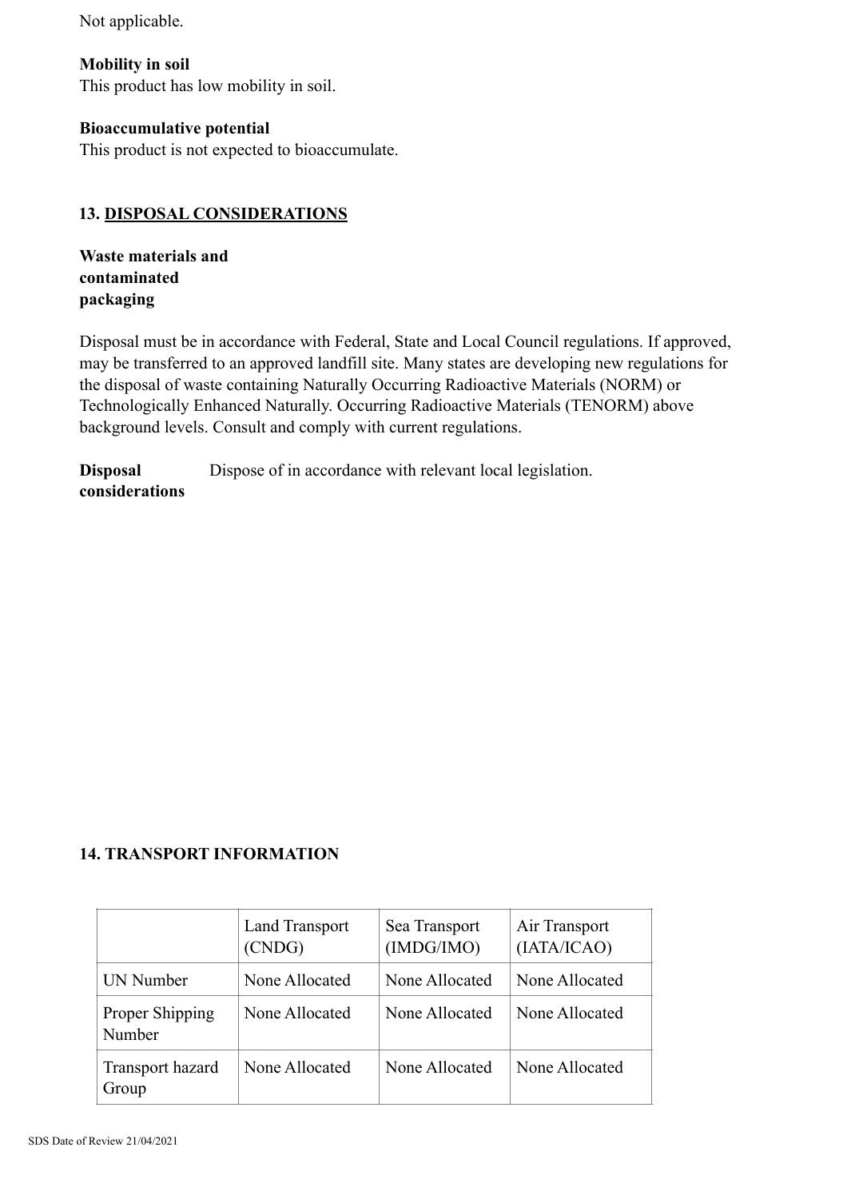Not applicable.

**Mobility in soil**

This product has low mobility in soil.

**Bioaccumulative potential**

This product is not expected to bioaccumulate.

## 13. DISPOSAL CONSIDERATIONS

**Waste materials and contaminated packaging**

Disposal must be in accordance with Federal, State and Local Council regulations. If approved, may be transferred to an approved landfill site. Many states are developing new regulations for the disposal of waste containing Naturally Occurring Radioactive Materials (NORM) or Technologically Enhanced Naturally. Occurring Radioactive Materials (TENORM) above background levels. Consult and comply with current regulations.

**Disposal considerations** Dispose of in accordance with relevant local legislation.

## 14. TRANSPORT INFORMATION

| | Land Transport (CNDG) | Sea Transport (IMDG/IMO) | Air Transport (IATA/ICAO) |
|---|---|---|---|
| UN Number | None Allocated | None Allocated | None Allocated |
| Proper Shipping Number | None Allocated | None Allocated | None Allocated |
| Transport hazard Group | None Allocated | None Allocated | None Allocated |

SDS Date of Review 21/04/2021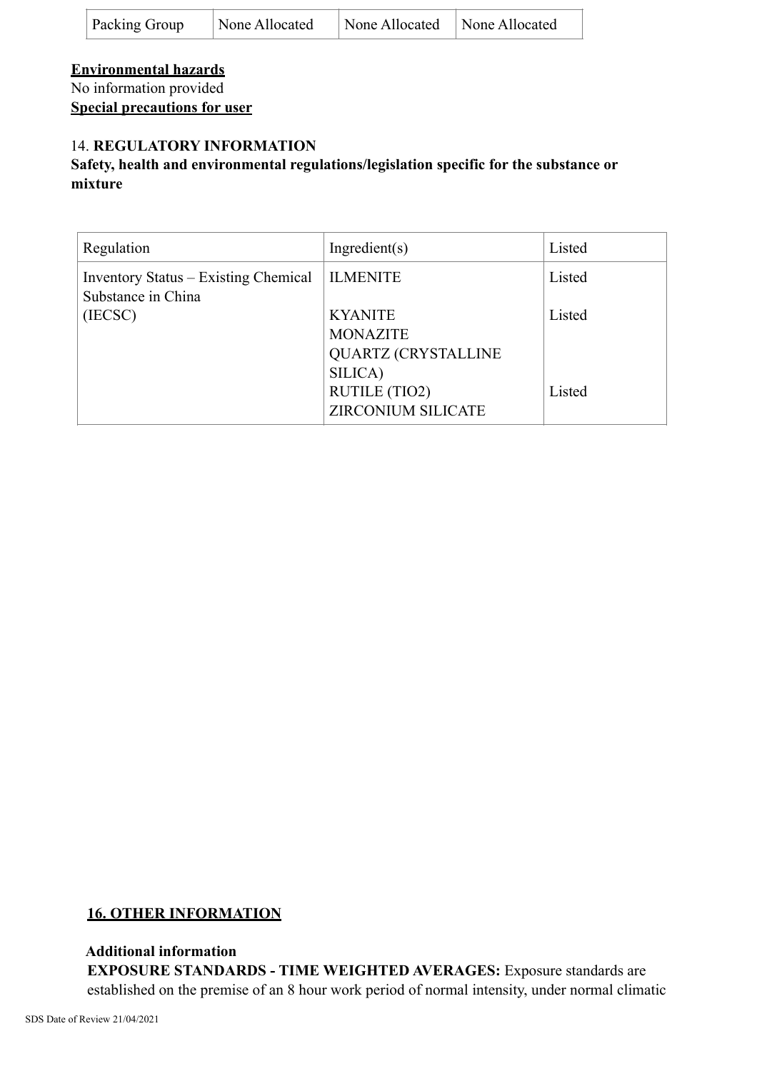| Packing Group | None Allocated | None Allocated | None Allocated |
|---|---|---|---|

**Environmental hazards**

No information provided

**Special precautions for user**

## 14. REGULATORY INFORMATION

**Safety, health and environmental regulations/legislation specific for the substance or mixture**

| Regulation | Ingredient(s) | Listed |
|---|---|---|
| Inventory Status – Existing Chemical Substance in China (IECSC) | ILMENITE | Listed |
| | KYANITE | Listed |
| | MONAZITE | |
| | QUARTZ (CRYSTALLINE SILICA) | |
| | RUTILE (TIO2) | Listed |
| | ZIRCONIUM SILICATE | |

## 16. OTHER INFORMATION

**Additional information**

**EXPOSURE STANDARDS - TIME WEIGHTED AVERAGES:** Exposure standards are established on the premise of an 8 hour work period of normal intensity, under normal climatic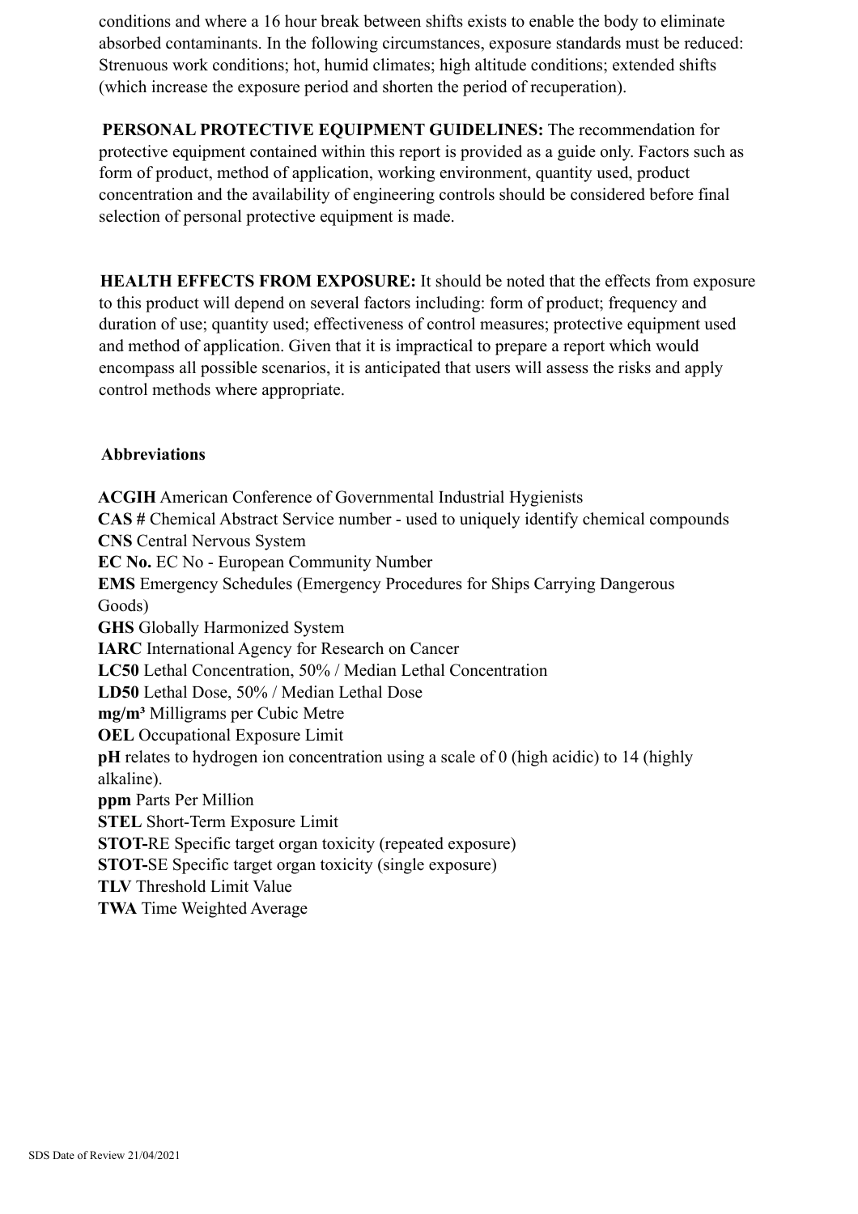conditions and where a 16 hour break between shifts exists to enable the body to eliminate absorbed contaminants. In the following circumstances, exposure standards must be reduced: Strenuous work conditions; hot, humid climates; high altitude conditions; extended shifts (which increase the exposure period and shorten the period of recuperation).

**PERSONAL PROTECTIVE EQUIPMENT GUIDELINES:** The recommendation for protective equipment contained within this report is provided as a guide only. Factors such as form of product, method of application, working environment, quantity used, product concentration and the availability of engineering controls should be considered before final selection of personal protective equipment is made.

**HEALTH EFFECTS FROM EXPOSURE:** It should be noted that the effects from exposure to this product will depend on several factors including: form of product; frequency and duration of use; quantity used; effectiveness of control measures; protective equipment used and method of application. Given that it is impractical to prepare a report which would encompass all possible scenarios, it is anticipated that users will assess the risks and apply control methods where appropriate.

**Abbreviations**

**ACGIH** American Conference of Governmental Industrial Hygienists
**CAS #** Chemical Abstract Service number - used to uniquely identify chemical compounds
**CNS** Central Nervous System
**EC No.** EC No - European Community Number
**EMS** Emergency Schedules (Emergency Procedures for Ships Carrying Dangerous Goods)
**GHS** Globally Harmonized System
**IARC** International Agency for Research on Cancer
**LC50** Lethal Concentration, 50% / Median Lethal Concentration
**LD50** Lethal Dose, 50% / Median Lethal Dose
**mg/m³** Milligrams per Cubic Metre
**OEL** Occupational Exposure Limit
**pH** relates to hydrogen ion concentration using a scale of 0 (high acidic) to 14 (highly alkaline).
**ppm** Parts Per Million
**STEL** Short-Term Exposure Limit
**STOT-**RE Specific target organ toxicity (repeated exposure)
**STOT-**SE Specific target organ toxicity (single exposure)
**TLV** Threshold Limit Value
**TWA** Time Weighted Average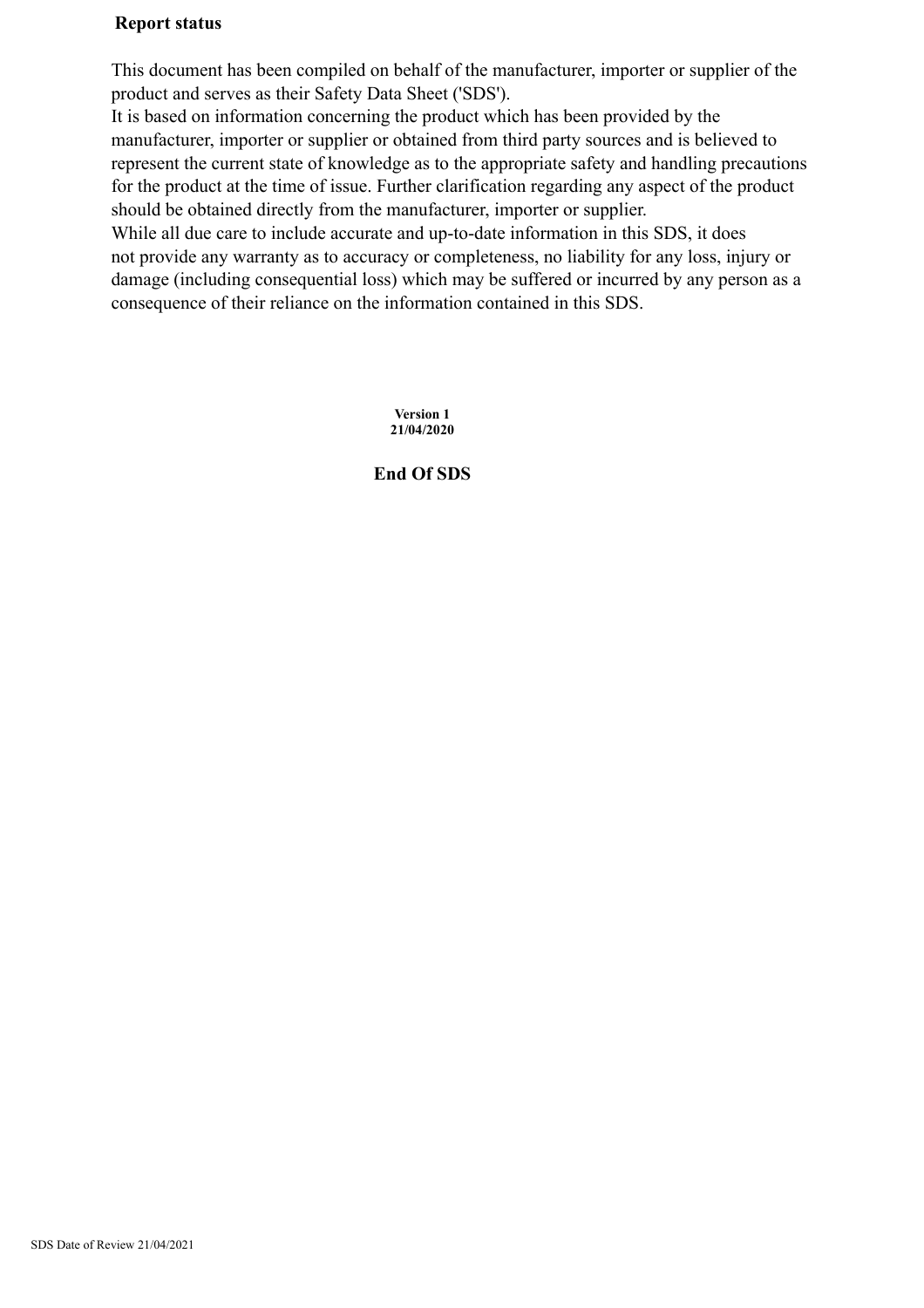**Report status**

This document has been compiled on behalf of the manufacturer, importer or supplier of the product and serves as their Safety Data Sheet ('SDS').
It is based on information concerning the product which has been provided by the manufacturer, importer or supplier or obtained from third party sources and is believed to represent the current state of knowledge as to the appropriate safety and handling precautions for the product at the time of issue. Further clarification regarding any aspect of the product should be obtained directly from the manufacturer, importer or supplier.
While all due care to include accurate and up-to-date information in this SDS, it does not provide any warranty as to accuracy or completeness, no liability for any loss, injury or damage (including consequential loss) which may be suffered or incurred by any person as a consequence of their reliance on the information contained in this SDS.

**Version 1**
**21/04/2020**

**End Of SDS**

SDS Date of Review 21/04/2021